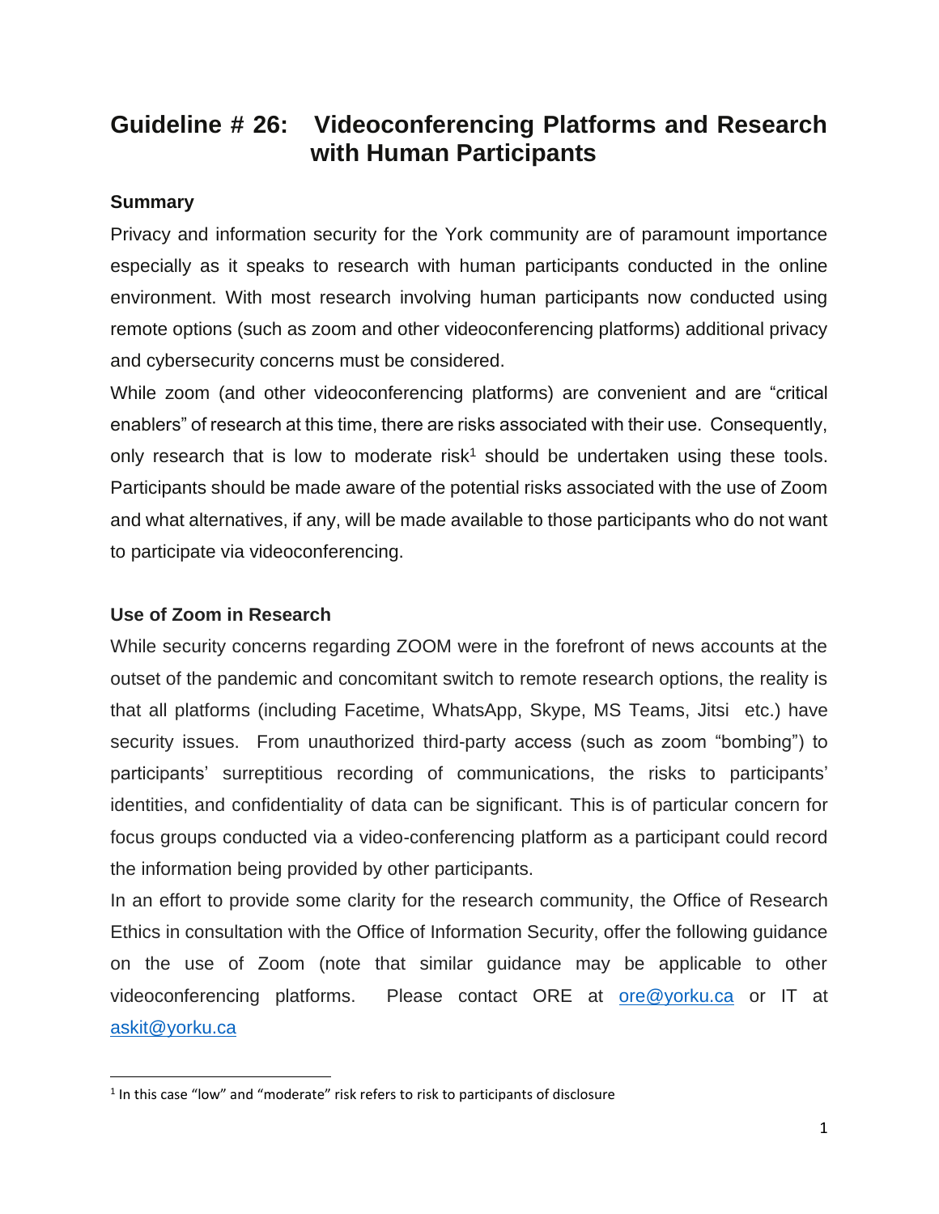# Guideline # 26: Videoconferencing Platforms and Research with Human Participants

## Summary

Privacy and information security for the York community are of paramount importance especially as it speaks to research with human participants conducted in the online environment. With most research involving human participants now conducted using remote options (such as zoom and other videoconferencing platforms) additional privacy and cybersecurity concerns must be considered.

While zoom (and other videoconferencing platforms) are convenient and are "critical enablers" of research at this time, there are risks associated with their use. Consequently, only research that is low to moderate risk[1] should be undertaken using these tools. Participants should be made aware of the potential risks associated with the use of Zoom and what alternatives, if any, will be made available to those participants who do not want to participate via videoconferencing.

## Use of Zoom in Research

While security concerns regarding ZOOM were in the forefront of news accounts at the outset of the pandemic and concomitant switch to remote research options, the reality is that all platforms (including Facetime, WhatsApp, Skype, MS Teams, Jitsi etc.) have security issues. From unauthorized third-party access (such as zoom "bombing") to participants' surreptitious recording of communications, the risks to participants' identities, and confidentiality of data can be significant. This is of particular concern for focus groups conducted via a video-conferencing platform as a participant could record the information being provided by other participants.

In an effort to provide some clarity for the research community, the Office of Research Ethics in consultation with the Office of Information Security, offer the following guidance on the use of Zoom (note that similar guidance may be applicable to other videoconferencing platforms. Please contact ORE at ore@yorku.ca or IT at askit@yorku.ca

[1] In this case "low" and "moderate" risk refers to risk to participants of disclosure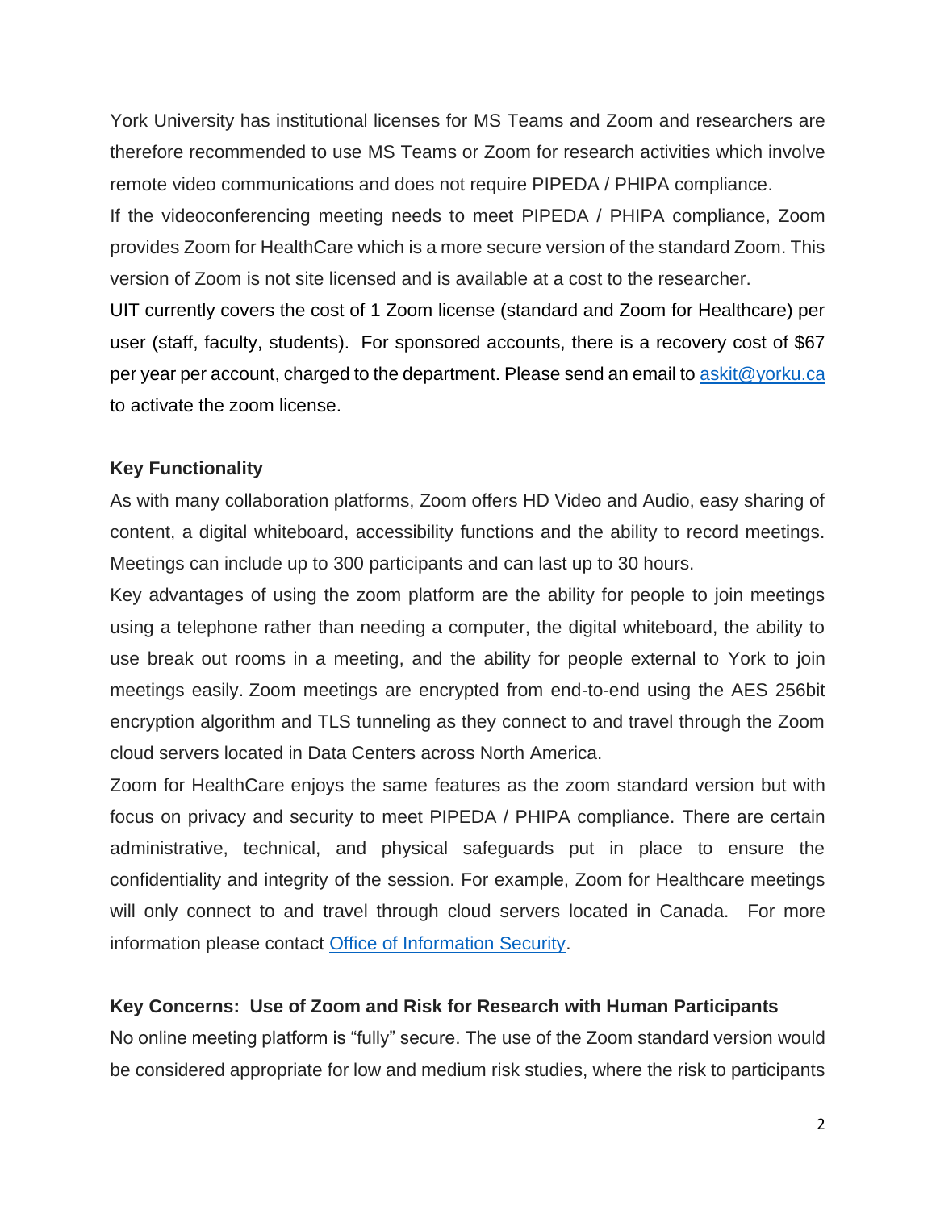York University has institutional licenses for MS Teams and Zoom and researchers are therefore recommended to use MS Teams or Zoom for research activities which involve remote video communications and does not require PIPEDA / PHIPA compliance.

If the videoconferencing meeting needs to meet PIPEDA / PHIPA compliance, Zoom provides Zoom for HealthCare which is a more secure version of the standard Zoom. This version of Zoom is not site licensed and is available at a cost to the researcher.

UIT currently covers the cost of 1 Zoom license (standard and Zoom for Healthcare) per user (staff, faculty, students). For sponsored accounts, there is a recovery cost of $67 per year per account, charged to the department. Please send an email to [askit@yorku.ca](mailto:askit@yorku.ca) to activate the zoom license.

**Key Functionality**

As with many collaboration platforms, Zoom offers HD Video and Audio, easy sharing of content, a digital whiteboard, accessibility functions and the ability to record meetings. Meetings can include up to 300 participants and can last up to 30 hours.

Key advantages of using the zoom platform are the ability for people to join meetings using a telephone rather than needing a computer, the digital whiteboard, the ability to use break out rooms in a meeting, and the ability for people external to York to join meetings easily. Zoom meetings are encrypted from end-to-end using the AES 256bit encryption algorithm and TLS tunneling as they connect to and travel through the Zoom cloud servers located in Data Centers across North America.

Zoom for HealthCare enjoys the same features as the zoom standard version but with focus on privacy and security to meet PIPEDA / PHIPA compliance. There are certain administrative, technical, and physical safeguards put in place to ensure the confidentiality and integrity of the session. For example, Zoom for Healthcare meetings will only connect to and travel through cloud servers located in Canada. For more information please contact Office of Information Security.

**Key Concerns: Use of Zoom and Risk for Research with Human Participants**

No online meeting platform is "fully" secure. The use of the Zoom standard version would be considered appropriate for low and medium risk studies, where the risk to participants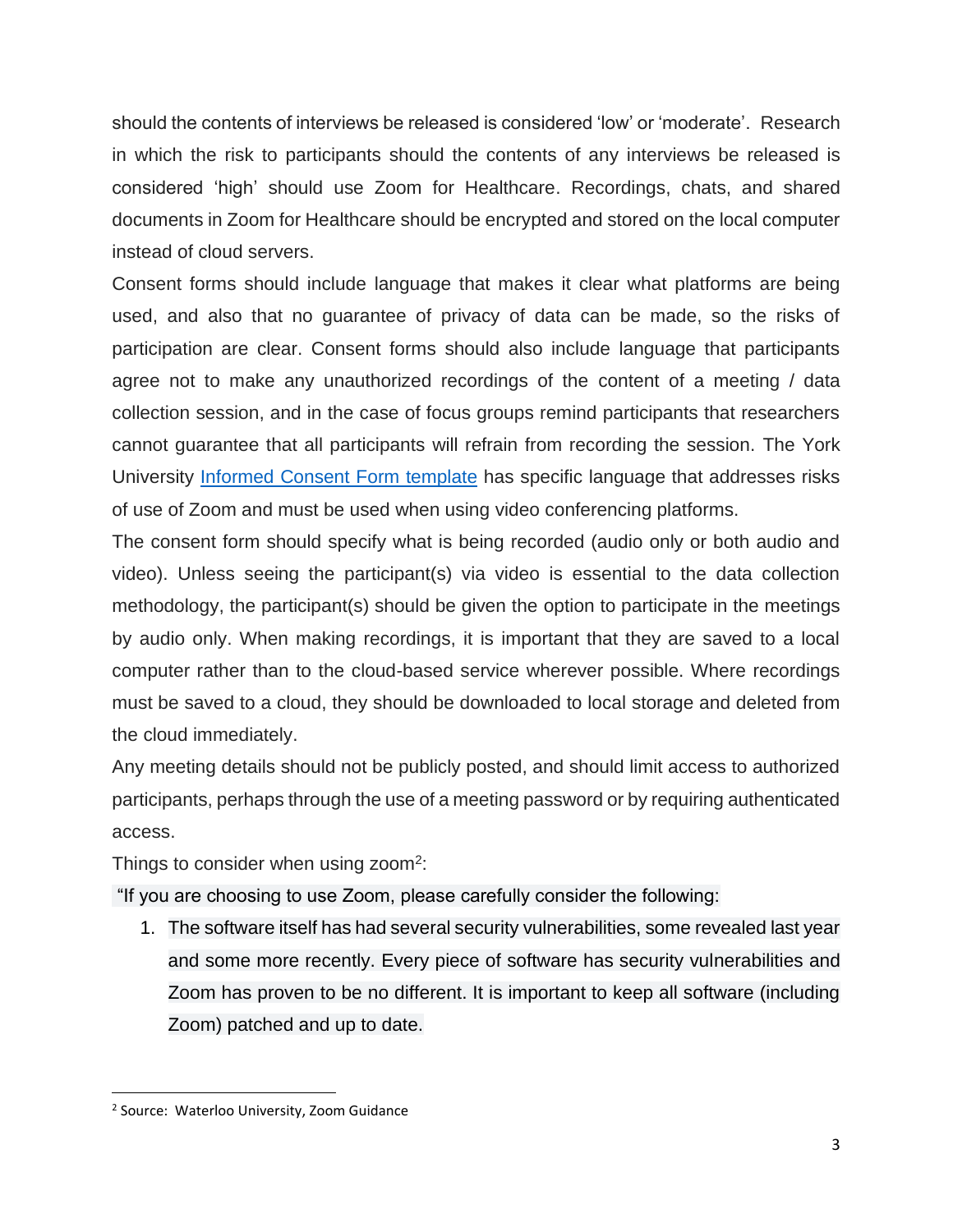should the contents of interviews be released is considered 'low' or 'moderate'. Research in which the risk to participants should the contents of any interviews be released is considered 'high' should use Zoom for Healthcare. Recordings, chats, and shared documents in Zoom for Healthcare should be encrypted and stored on the local computer instead of cloud servers.

Consent forms should include language that makes it clear what platforms are being used, and also that no guarantee of privacy of data can be made, so the risks of participation are clear. Consent forms should also include language that participants agree not to make any unauthorized recordings of the content of a meeting / data collection session, and in the case of focus groups remind participants that researchers cannot guarantee that all participants will refrain from recording the session. The York University Informed Consent Form template has specific language that addresses risks of use of Zoom and must be used when using video conferencing platforms.

The consent form should specify what is being recorded (audio only or both audio and video). Unless seeing the participant(s) via video is essential to the data collection methodology, the participant(s) should be given the option to participate in the meetings by audio only. When making recordings, it is important that they are saved to a local computer rather than to the cloud-based service wherever possible. Where recordings must be saved to a cloud, they should be downloaded to local storage and deleted from the cloud immediately.

Any meeting details should not be publicly posted, and should limit access to authorized participants, perhaps through the use of a meeting password or by requiring authenticated access.

Things to consider when using zoom[2]:

"If you are choosing to use Zoom, please carefully consider the following:

1. The software itself has had several security vulnerabilities, some revealed last year and some more recently. Every piece of software has security vulnerabilities and Zoom has proven to be no different. It is important to keep all software (including Zoom) patched and up to date.

[2] Source: Waterloo University, Zoom Guidance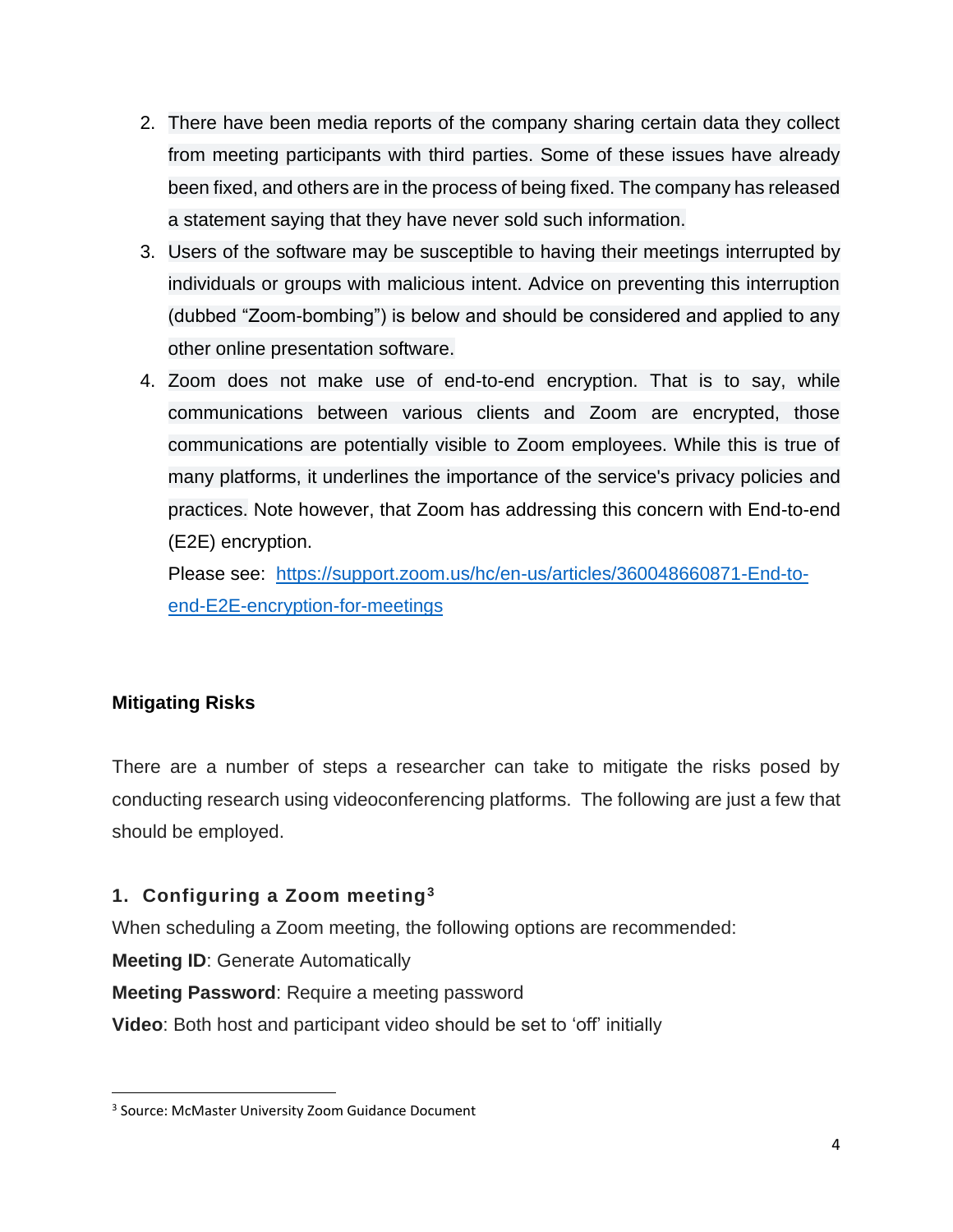2. There have been media reports of the company sharing certain data they collect from meeting participants with third parties. Some of these issues have already been fixed, and others are in the process of being fixed. The company has released a statement saying that they have never sold such information.
3. Users of the software may be susceptible to having their meetings interrupted by individuals or groups with malicious intent. Advice on preventing this interruption (dubbed "Zoom-bombing") is below and should be considered and applied to any other online presentation software.
4. Zoom does not make use of end-to-end encryption. That is to say, while communications between various clients and Zoom are encrypted, those communications are potentially visible to Zoom employees. While this is true of many platforms, it underlines the importance of the service's privacy policies and practices. Note however, that Zoom has addressing this concern with End-to-end (E2E) encryption.

   Please see: [https://support.zoom.us/hc/en-us/articles/360048660871-End-to-end-E2E-encryption-for-meetings](https://support.zoom.us/hc/en-us/articles/360048660871-End-to-end-E2E-encryption-for-meetings)

**Mitigating Risks**

There are a number of steps a researcher can take to mitigate the risks posed by conducting research using videoconferencing platforms. The following are just a few that should be employed.

### 1. Configuring a Zoom meeting[3]

When scheduling a Zoom meeting, the following options are recommended:

**Meeting ID**: Generate Automatically

**Meeting Password**: Require a meeting password

**Video**: Both host and participant video should be set to 'off' initially

[3] Source: McMaster University Zoom Guidance Document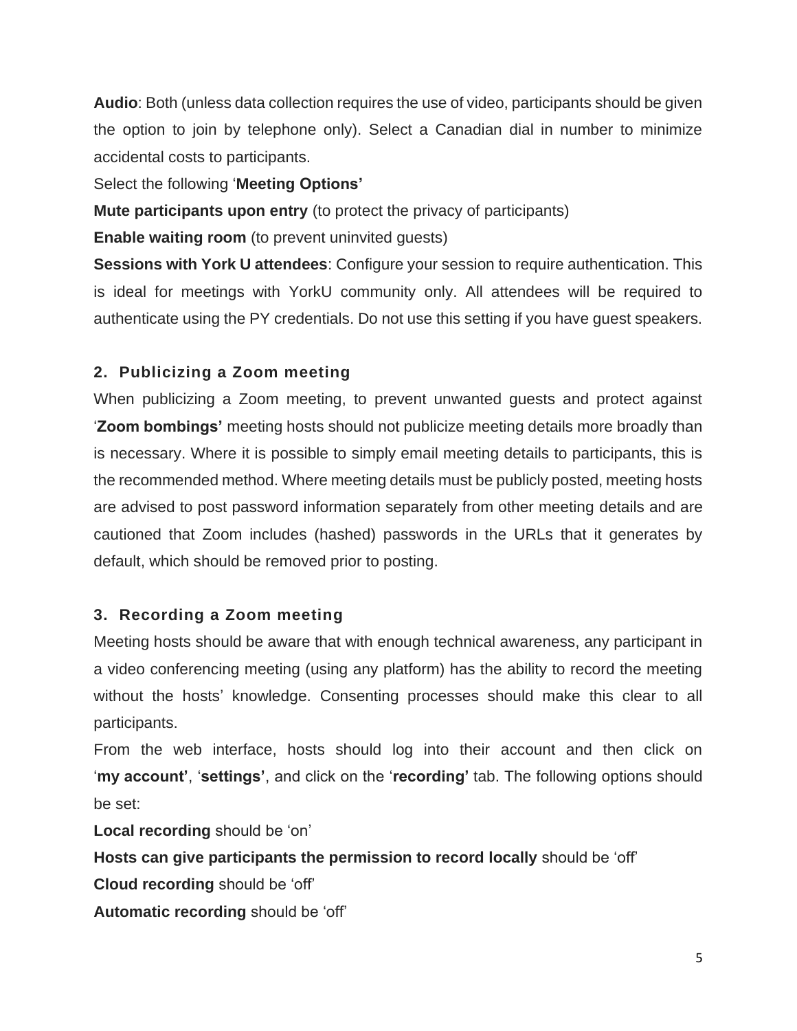**Audio**: Both (unless data collection requires the use of video, participants should be given the option to join by telephone only). Select a Canadian dial in number to minimize accidental costs to participants.

Select the following '**Meeting Options'**

**Mute participants upon entry** (to protect the privacy of participants)

**Enable waiting room** (to prevent uninvited guests)

**Sessions with York U attendees**: Configure your session to require authentication. This is ideal for meetings with YorkU community only. All attendees will be required to authenticate using the PY credentials. Do not use this setting if you have guest speakers.

### 2. Publicizing a Zoom meeting

When publicizing a Zoom meeting, to prevent unwanted guests and protect against '**Zoom bombings'** meeting hosts should not publicize meeting details more broadly than is necessary. Where it is possible to simply email meeting details to participants, this is the recommended method. Where meeting details must be publicly posted, meeting hosts are advised to post password information separately from other meeting details and are cautioned that Zoom includes (hashed) passwords in the URLs that it generates by default, which should be removed prior to posting.

### 3. Recording a Zoom meeting

Meeting hosts should be aware that with enough technical awareness, any participant in a video conferencing meeting (using any platform) has the ability to record the meeting without the hosts' knowledge. Consenting processes should make this clear to all participants.

From the web interface, hosts should log into their account and then click on '**my account'**, '**settings'**, and click on the '**recording'** tab. The following options should be set:

**Local recording** should be 'on'

**Hosts can give participants the permission to record locally** should be 'off'

**Cloud recording** should be 'off'

**Automatic recording** should be 'off'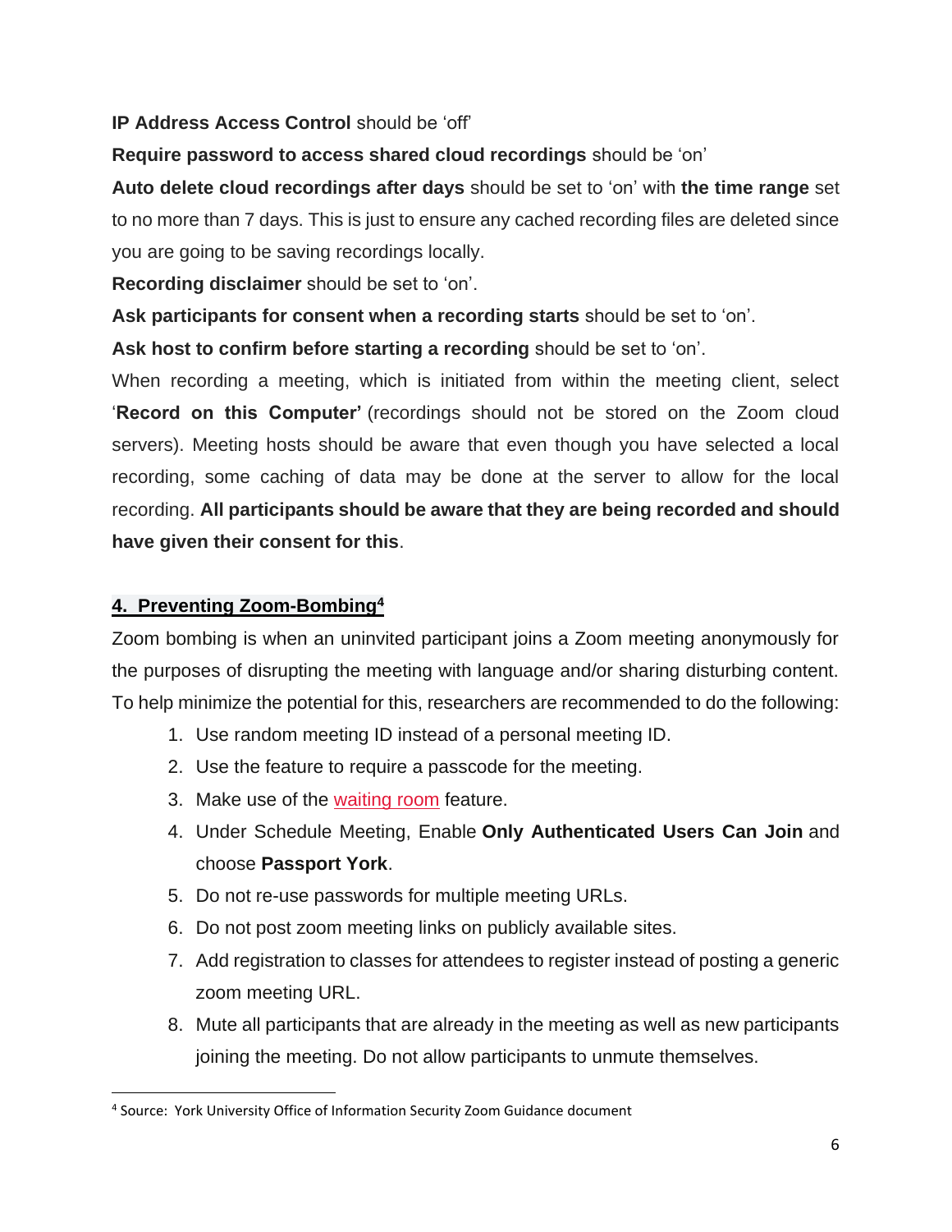**IP Address Access Control** should be 'off'

**Require password to access shared cloud recordings** should be 'on'

**Auto delete cloud recordings after days** should be set to 'on' with **the time range** set to no more than 7 days. This is just to ensure any cached recording files are deleted since you are going to be saving recordings locally.

**Recording disclaimer** should be set to 'on'.

**Ask participants for consent when a recording starts** should be set to 'on'.

**Ask host to confirm before starting a recording** should be set to 'on'.

When recording a meeting, which is initiated from within the meeting client, select '**Record on this Computer'** (recordings should not be stored on the Zoom cloud servers). Meeting hosts should be aware that even though you have selected a local recording, some caching of data may be done at the server to allow for the local recording. **All participants should be aware that they are being recorded and should have given their consent for this**.

## 4. Preventing Zoom-Bombing[4]

Zoom bombing is when an uninvited participant joins a Zoom meeting anonymously for the purposes of disrupting the meeting with language and/or sharing disturbing content. To help minimize the potential for this, researchers are recommended to do the following:

1. Use random meeting ID instead of a personal meeting ID.
2. Use the feature to require a passcode for the meeting.
3. Make use of the waiting room feature.
4. Under Schedule Meeting, Enable **Only Authenticated Users Can Join** and choose **Passport York**.
5. Do not re-use passwords for multiple meeting URLs.
6. Do not post zoom meeting links on publicly available sites.
7. Add registration to classes for attendees to register instead of posting a generic zoom meeting URL.
8. Mute all participants that are already in the meeting as well as new participants joining the meeting. Do not allow participants to unmute themselves.

---

[4] Source: York University Office of Information Security Zoom Guidance document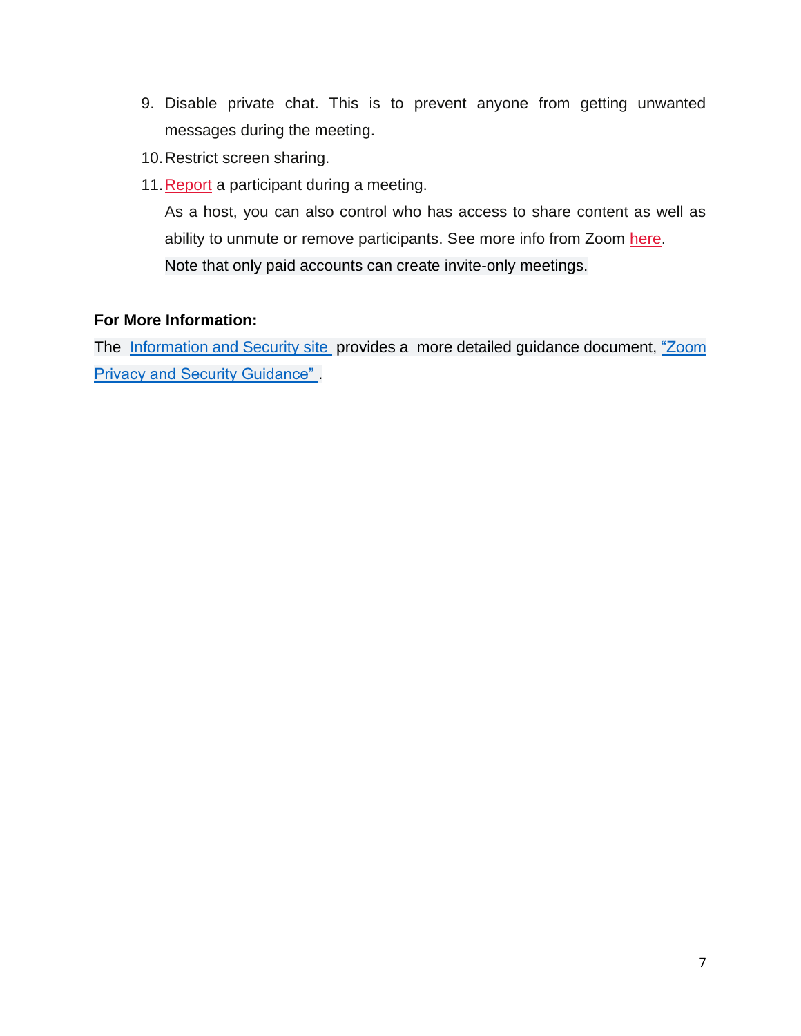9. Disable private chat. This is to prevent anyone from getting unwanted messages during the meeting.
10. Restrict screen sharing.
11. Report a participant during a meeting.
    As a host, you can also control who has access to share content as well as ability to unmute or remove participants. See more info from Zoom here.
    Note that only paid accounts can create invite-only meetings.

**For More Information:**

The Information and Security site provides a more detailed guidance document, "Zoom Privacy and Security Guidance".